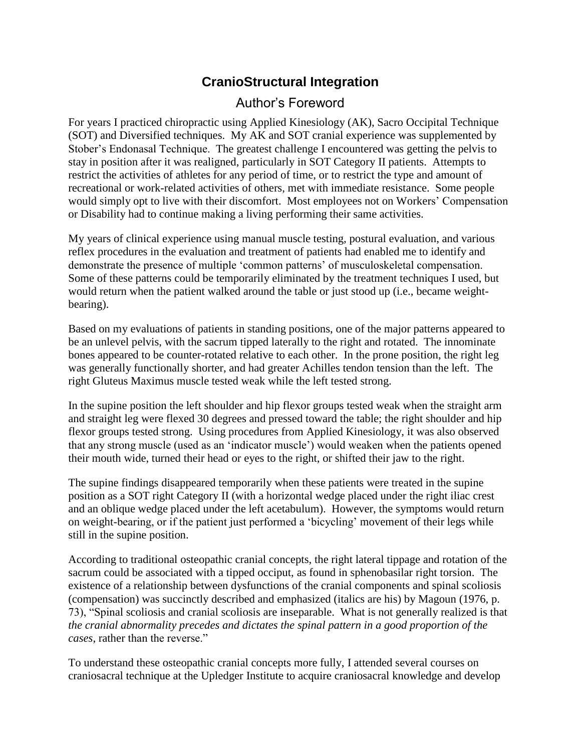# CranioStructural Integration

## Author's Foreword

For years I practiced chiropractic using Applied Kinesiology (AK), Sacro Occipital Technique (SOT) and Diversified techniques. My AK and SOT cranial experience was supplemented by Stober's Endonasal Technique. The greatest challenge I encountered was getting the pelvis to stay in position after it was realigned, particularly in SOT Category II patients. Attempts to restrict the activities of athletes for any period of time, or to restrict the type and amount of recreational or work-related activities of others, met with immediate resistance. Some people would simply opt to live with their discomfort. Most employees not on Workers' Compensation or Disability had to continue making a living performing their same activities.

My years of clinical experience using manual muscle testing, postural evaluation, and various reflex procedures in the evaluation and treatment of patients had enabled me to identify and demonstrate the presence of multiple 'common patterns' of musculoskeletal compensation. Some of these patterns could be temporarily eliminated by the treatment techniques I used, but would return when the patient walked around the table or just stood up (i.e., became weight-bearing).

Based on my evaluations of patients in standing positions, one of the major patterns appeared to be an unlevel pelvis, with the sacrum tipped laterally to the right and rotated. The innominate bones appeared to be counter-rotated relative to each other. In the prone position, the right leg was generally functionally shorter, and had greater Achilles tendon tension than the left. The right Gluteus Maximus muscle tested weak while the left tested strong.

In the supine position the left shoulder and hip flexor groups tested weak when the straight arm and straight leg were flexed 30 degrees and pressed toward the table; the right shoulder and hip flexor groups tested strong. Using procedures from Applied Kinesiology, it was also observed that any strong muscle (used as an 'indicator muscle') would weaken when the patients opened their mouth wide, turned their head or eyes to the right, or shifted their jaw to the right.

The supine findings disappeared temporarily when these patients were treated in the supine position as a SOT right Category II (with a horizontal wedge placed under the right iliac crest and an oblique wedge placed under the left acetabulum). However, the symptoms would return on weight-bearing, or if the patient just performed a 'bicycling' movement of their legs while still in the supine position.

According to traditional osteopathic cranial concepts, the right lateral tippage and rotation of the sacrum could be associated with a tipped occiput, as found in sphenobasilar right torsion. The existence of a relationship between dysfunctions of the cranial components and spinal scoliosis (compensation) was succinctly described and emphasized (italics are his) by Magoun (1976, p. 73), "Spinal scoliosis and cranial scoliosis are inseparable. What is not generally realized is that *the cranial abnormality precedes and dictates the spinal pattern in a good proportion of the cases*, rather than the reverse."

To understand these osteopathic cranial concepts more fully, I attended several courses on craniosacral technique at the Upledger Institute to acquire craniosacral knowledge and develop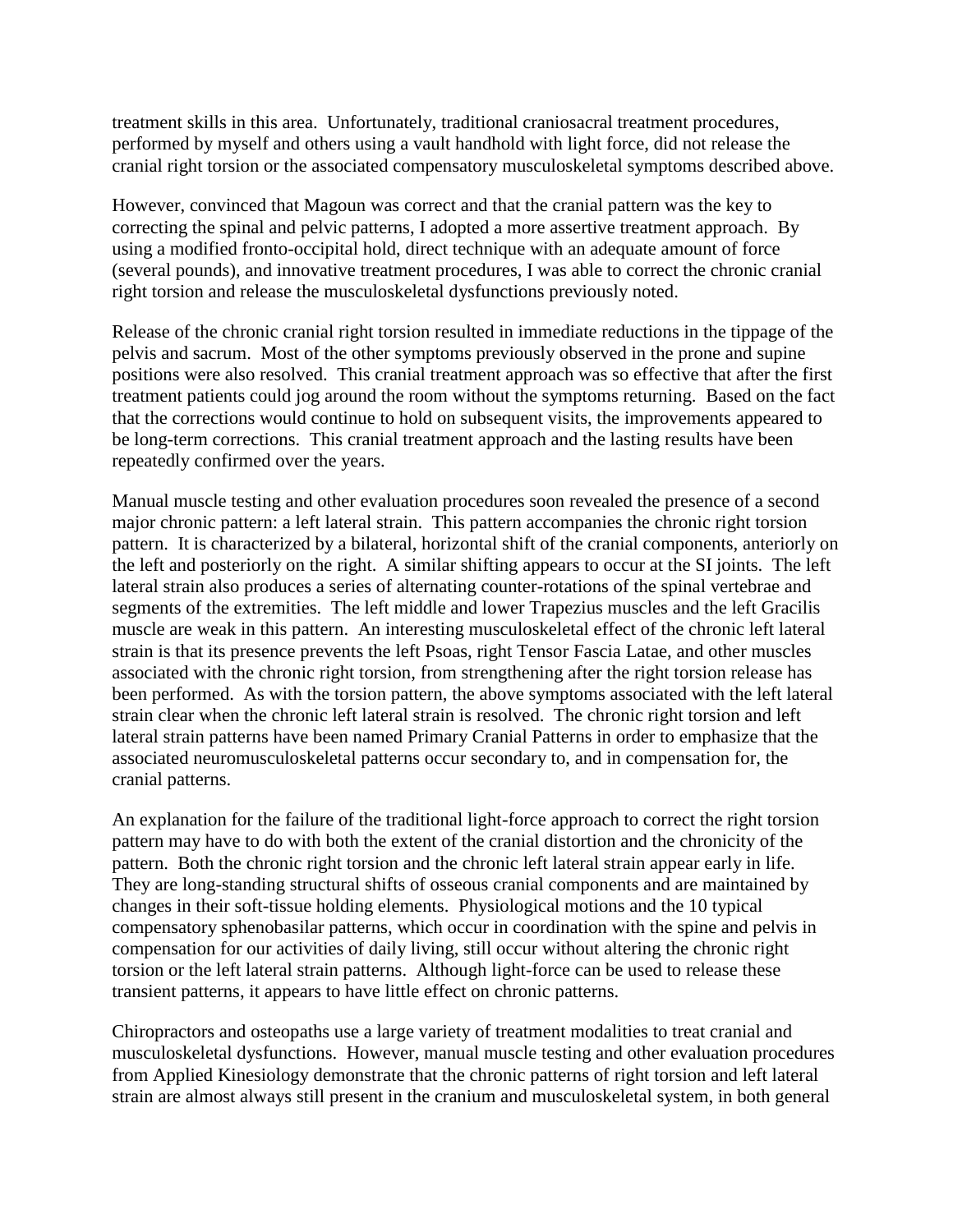treatment skills in this area. Unfortunately, traditional craniosacral treatment procedures, performed by myself and others using a vault handhold with light force, did not release the cranial right torsion or the associated compensatory musculoskeletal symptoms described above.

However, convinced that Magoun was correct and that the cranial pattern was the key to correcting the spinal and pelvic patterns, I adopted a more assertive treatment approach. By using a modified fronto-occipital hold, direct technique with an adequate amount of force (several pounds), and innovative treatment procedures, I was able to correct the chronic cranial right torsion and release the musculoskeletal dysfunctions previously noted.

Release of the chronic cranial right torsion resulted in immediate reductions in the tippage of the pelvis and sacrum. Most of the other symptoms previously observed in the prone and supine positions were also resolved. This cranial treatment approach was so effective that after the first treatment patients could jog around the room without the symptoms returning. Based on the fact that the corrections would continue to hold on subsequent visits, the improvements appeared to be long-term corrections. This cranial treatment approach and the lasting results have been repeatedly confirmed over the years.

Manual muscle testing and other evaluation procedures soon revealed the presence of a second major chronic pattern: a left lateral strain. This pattern accompanies the chronic right torsion pattern. It is characterized by a bilateral, horizontal shift of the cranial components, anteriorly on the left and posteriorly on the right. A similar shifting appears to occur at the SI joints. The left lateral strain also produces a series of alternating counter-rotations of the spinal vertebrae and segments of the extremities. The left middle and lower Trapezius muscles and the left Gracilis muscle are weak in this pattern. An interesting musculoskeletal effect of the chronic left lateral strain is that its presence prevents the left Psoas, right Tensor Fascia Latae, and other muscles associated with the chronic right torsion, from strengthening after the right torsion release has been performed. As with the torsion pattern, the above symptoms associated with the left lateral strain clear when the chronic left lateral strain is resolved. The chronic right torsion and left lateral strain patterns have been named Primary Cranial Patterns in order to emphasize that the associated neuromusculoskeletal patterns occur secondary to, and in compensation for, the cranial patterns.

An explanation for the failure of the traditional light-force approach to correct the right torsion pattern may have to do with both the extent of the cranial distortion and the chronicity of the pattern. Both the chronic right torsion and the chronic left lateral strain appear early in life. They are long-standing structural shifts of osseous cranial components and are maintained by changes in their soft-tissue holding elements. Physiological motions and the 10 typical compensatory sphenobasilar patterns, which occur in coordination with the spine and pelvis in compensation for our activities of daily living, still occur without altering the chronic right torsion or the left lateral strain patterns. Although light-force can be used to release these transient patterns, it appears to have little effect on chronic patterns.

Chiropractors and osteopaths use a large variety of treatment modalities to treat cranial and musculoskeletal dysfunctions. However, manual muscle testing and other evaluation procedures from Applied Kinesiology demonstrate that the chronic patterns of right torsion and left lateral strain are almost always still present in the cranium and musculoskeletal system, in both general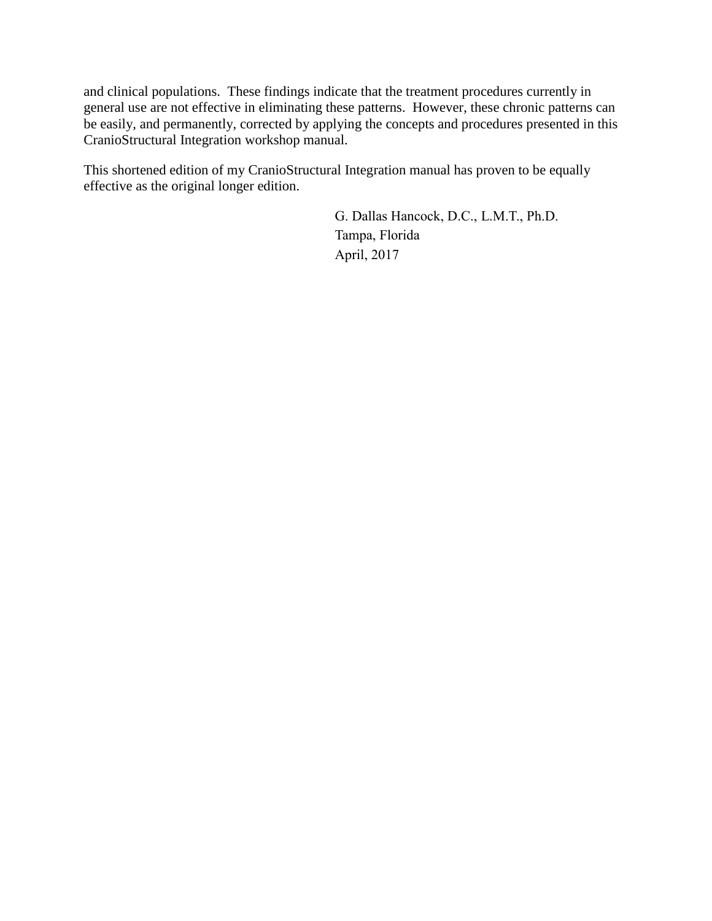and clinical populations. These findings indicate that the treatment procedures currently in general use are not effective in eliminating these patterns. However, these chronic patterns can be easily, and permanently, corrected by applying the concepts and procedures presented in this CranioStructural Integration workshop manual.

This shortened edition of my CranioStructural Integration manual has proven to be equally effective as the original longer edition.

G. Dallas Hancock, D.C., L.M.T., Ph.D.  
Tampa, Florida  
April, 2017